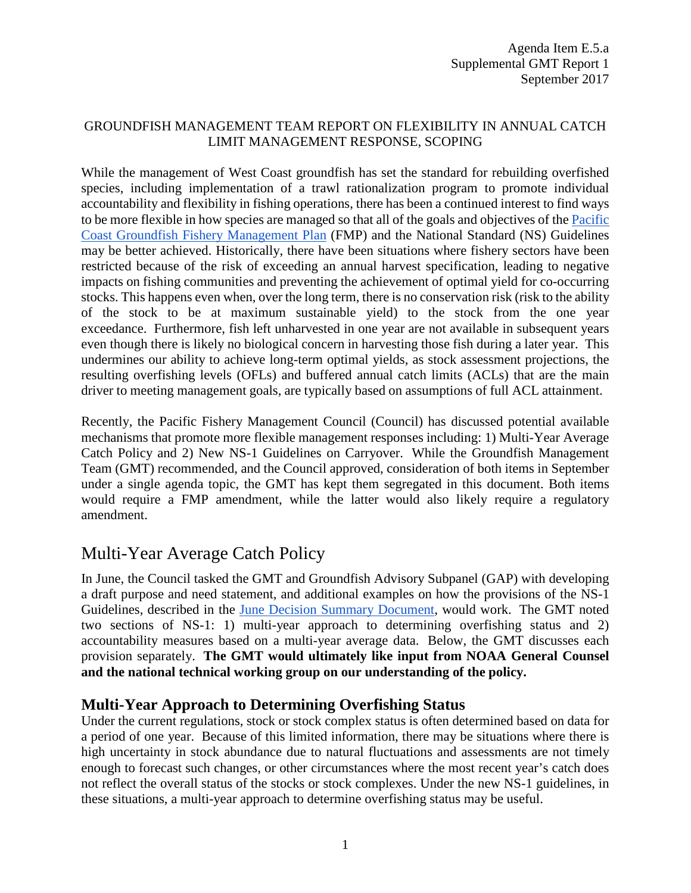Agenda Item E.5.a
Supplemental GMT Report 1
September 2017

GROUNDFISH MANAGEMENT TEAM REPORT ON FLEXIBILITY IN ANNUAL CATCH LIMIT MANAGEMENT RESPONSE, SCOPING

While the management of West Coast groundfish has set the standard for rebuilding overfished species, including implementation of a trawl rationalization program to promote individual accountability and flexibility in fishing operations, there has been a continued interest to find ways to be more flexible in how species are managed so that all of the goals and objectives of the Pacific Coast Groundfish Fishery Management Plan (FMP) and the National Standard (NS) Guidelines may be better achieved. Historically, there have been situations where fishery sectors have been restricted because of the risk of exceeding an annual harvest specification, leading to negative impacts on fishing communities and preventing the achievement of optimal yield for co-occurring stocks. This happens even when, over the long term, there is no conservation risk (risk to the ability of the stock to be at maximum sustainable yield) to the stock from the one year exceedance. Furthermore, fish left unharvested in one year are not available in subsequent years even though there is likely no biological concern in harvesting those fish during a later year. This undermines our ability to achieve long-term optimal yields, as stock assessment projections, the resulting overfishing levels (OFLs) and buffered annual catch limits (ACLs) that are the main driver to meeting management goals, are typically based on assumptions of full ACL attainment.

Recently, the Pacific Fishery Management Council (Council) has discussed potential available mechanisms that promote more flexible management responses including: 1) Multi-Year Average Catch Policy and 2) New NS-1 Guidelines on Carryover. While the Groundfish Management Team (GMT) recommended, and the Council approved, consideration of both items in September under a single agenda topic, the GMT has kept them segregated in this document. Both items would require a FMP amendment, while the latter would also likely require a regulatory amendment.

## Multi-Year Average Catch Policy

In June, the Council tasked the GMT and Groundfish Advisory Subpanel (GAP) with developing a draft purpose and need statement, and additional examples on how the provisions of the NS-1 Guidelines, described in the June Decision Summary Document, would work. The GMT noted two sections of NS-1: 1) multi-year approach to determining overfishing status and 2) accountability measures based on a multi-year average data. Below, the GMT discusses each provision separately. **The GMT would ultimately like input from NOAA General Counsel and the national technical working group on our understanding of the policy.**

### Multi-Year Approach to Determining Overfishing Status

Under the current regulations, stock or stock complex status is often determined based on data for a period of one year. Because of this limited information, there may be situations where there is high uncertainty in stock abundance due to natural fluctuations and assessments are not timely enough to forecast such changes, or other circumstances where the most recent year's catch does not reflect the overall status of the stocks or stock complexes. Under the new NS-1 guidelines, in these situations, a multi-year approach to determine overfishing status may be useful.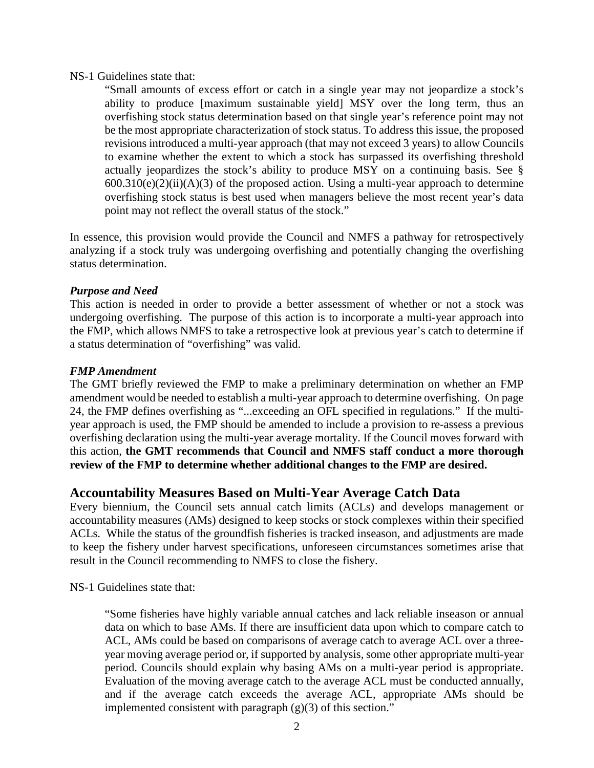NS-1 Guidelines state that:

> "Small amounts of excess effort or catch in a single year may not jeopardize a stock's ability to produce [maximum sustainable yield] MSY over the long term, thus an overfishing stock status determination based on that single year's reference point may not be the most appropriate characterization of stock status. To address this issue, the proposed revisions introduced a multi-year approach (that may not exceed 3 years) to allow Councils to examine whether the extent to which a stock has surpassed its overfishing threshold actually jeopardizes the stock's ability to produce MSY on a continuing basis. See § 600.310(e)(2)(ii)(A)(3) of the proposed action. Using a multi-year approach to determine overfishing stock status is best used when managers believe the most recent year's data point may not reflect the overall status of the stock."

In essence, this provision would provide the Council and NMFS a pathway for retrospectively analyzing if a stock truly was undergoing overfishing and potentially changing the overfishing status determination.

***Purpose and Need***

This action is needed in order to provide a better assessment of whether or not a stock was undergoing overfishing. The purpose of this action is to incorporate a multi-year approach into the FMP, which allows NMFS to take a retrospective look at previous year's catch to determine if a status determination of "overfishing" was valid.

***FMP Amendment***

The GMT briefly reviewed the FMP to make a preliminary determination on whether an FMP amendment would be needed to establish a multi-year approach to determine overfishing. On page 24, the FMP defines overfishing as "...exceeding an OFL specified in regulations." If the multi-year approach is used, the FMP should be amended to include a provision to re-assess a previous overfishing declaration using the multi-year average mortality. If the Council moves forward with this action, **the GMT recommends that Council and NMFS staff conduct a more thorough review of the FMP to determine whether additional changes to the FMP are desired.**

## Accountability Measures Based on Multi-Year Average Catch Data

Every biennium, the Council sets annual catch limits (ACLs) and develops management or accountability measures (AMs) designed to keep stocks or stock complexes within their specified ACLs. While the status of the groundfish fisheries is tracked inseason, and adjustments are made to keep the fishery under harvest specifications, unforeseen circumstances sometimes arise that result in the Council recommending to NMFS to close the fishery.

NS-1 Guidelines state that:

> "Some fisheries have highly variable annual catches and lack reliable inseason or annual data on which to base AMs. If there are insufficient data upon which to compare catch to ACL, AMs could be based on comparisons of average catch to average ACL over a three-year moving average period or, if supported by analysis, some other appropriate multi-year period. Councils should explain why basing AMs on a multi-year period is appropriate. Evaluation of the moving average catch to the average ACL must be conducted annually, and if the average catch exceeds the average ACL, appropriate AMs should be implemented consistent with paragraph (g)(3) of this section."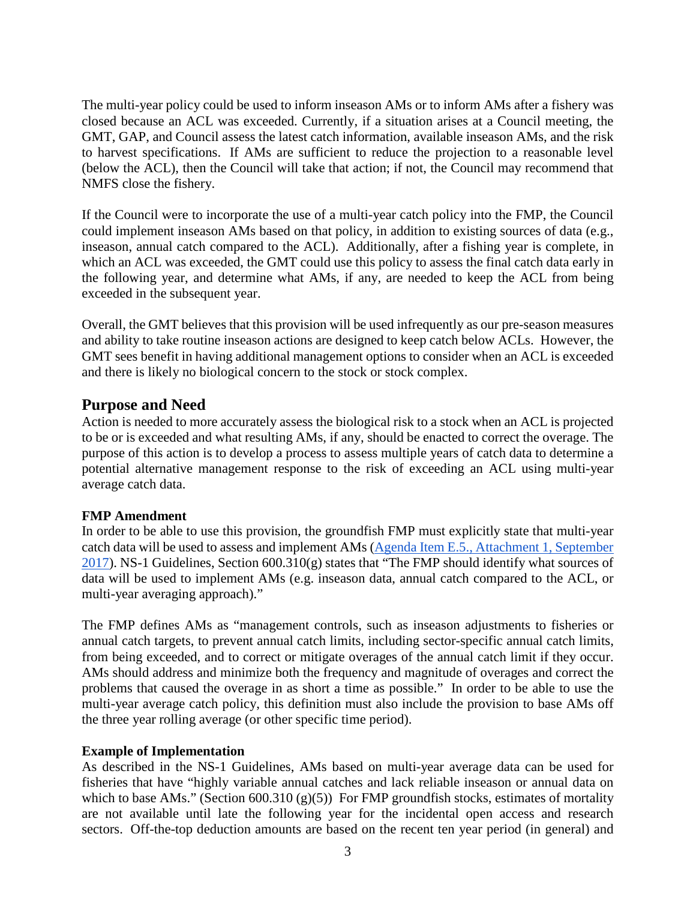The multi-year policy could be used to inform inseason AMs or to inform AMs after a fishery was closed because an ACL was exceeded. Currently, if a situation arises at a Council meeting, the GMT, GAP, and Council assess the latest catch information, available inseason AMs, and the risk to harvest specifications. If AMs are sufficient to reduce the projection to a reasonable level (below the ACL), then the Council will take that action; if not, the Council may recommend that NMFS close the fishery.

If the Council were to incorporate the use of a multi-year catch policy into the FMP, the Council could implement inseason AMs based on that policy, in addition to existing sources of data (e.g., inseason, annual catch compared to the ACL). Additionally, after a fishing year is complete, in which an ACL was exceeded, the GMT could use this policy to assess the final catch data early in the following year, and determine what AMs, if any, are needed to keep the ACL from being exceeded in the subsequent year.

Overall, the GMT believes that this provision will be used infrequently as our pre-season measures and ability to take routine inseason actions are designed to keep catch below ACLs. However, the GMT sees benefit in having additional management options to consider when an ACL is exceeded and there is likely no biological concern to the stock or stock complex.

## Purpose and Need

Action is needed to more accurately assess the biological risk to a stock when an ACL is projected to be or is exceeded and what resulting AMs, if any, should be enacted to correct the overage. The purpose of this action is to develop a process to assess multiple years of catch data to determine a potential alternative management response to the risk of exceeding an ACL using multi-year average catch data.

**FMP Amendment**

In order to be able to use this provision, the groundfish FMP must explicitly state that multi-year catch data will be used to assess and implement AMs (Agenda Item E.5., Attachment 1, September 2017). NS-1 Guidelines, Section 600.310(g) states that "The FMP should identify what sources of data will be used to implement AMs (e.g. inseason data, annual catch compared to the ACL, or multi-year averaging approach)."

The FMP defines AMs as "management controls, such as inseason adjustments to fisheries or annual catch targets, to prevent annual catch limits, including sector-specific annual catch limits, from being exceeded, and to correct or mitigate overages of the annual catch limit if they occur. AMs should address and minimize both the frequency and magnitude of overages and correct the problems that caused the overage in as short a time as possible." In order to be able to use the multi-year average catch policy, this definition must also include the provision to base AMs off the three year rolling average (or other specific time period).

**Example of Implementation**

As described in the NS-1 Guidelines, AMs based on multi-year average data can be used for fisheries that have "highly variable annual catches and lack reliable inseason or annual data on which to base AMs." (Section 600.310 (g)(5)) For FMP groundfish stocks, estimates of mortality are not available until late the following year for the incidental open access and research sectors. Off-the-top deduction amounts are based on the recent ten year period (in general) and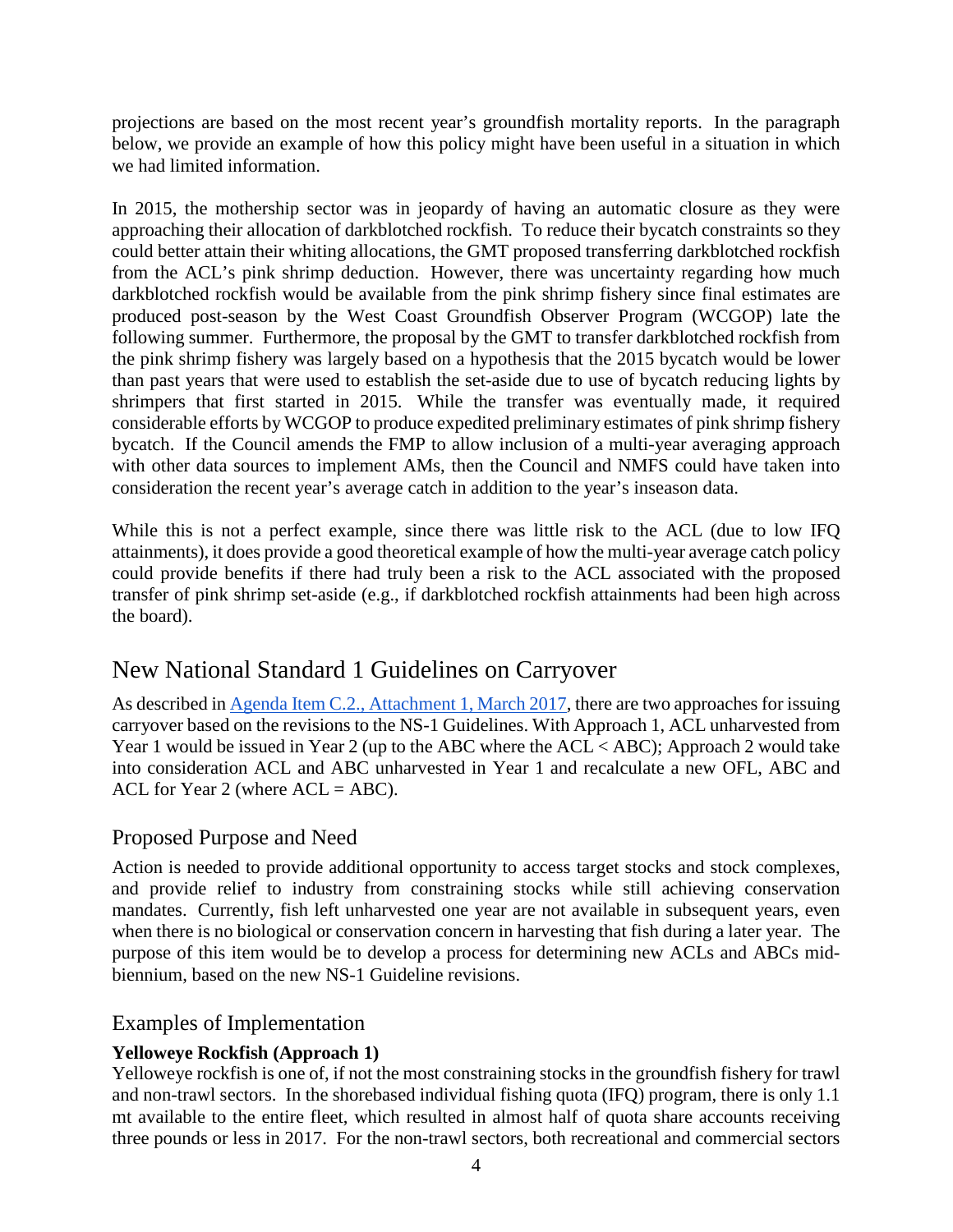projections are based on the most recent year's groundfish mortality reports. In the paragraph below, we provide an example of how this policy might have been useful in a situation in which we had limited information.

In 2015, the mothership sector was in jeopardy of having an automatic closure as they were approaching their allocation of darkblotched rockfish. To reduce their bycatch constraints so they could better attain their whiting allocations, the GMT proposed transferring darkblotched rockfish from the ACL's pink shrimp deduction. However, there was uncertainty regarding how much darkblotched rockfish would be available from the pink shrimp fishery since final estimates are produced post-season by the West Coast Groundfish Observer Program (WCGOP) late the following summer. Furthermore, the proposal by the GMT to transfer darkblotched rockfish from the pink shrimp fishery was largely based on a hypothesis that the 2015 bycatch would be lower than past years that were used to establish the set-aside due to use of bycatch reducing lights by shrimpers that first started in 2015. While the transfer was eventually made, it required considerable efforts by WCGOP to produce expedited preliminary estimates of pink shrimp fishery bycatch. If the Council amends the FMP to allow inclusion of a multi-year averaging approach with other data sources to implement AMs, then the Council and NMFS could have taken into consideration the recent year's average catch in addition to the year's inseason data.

While this is not a perfect example, since there was little risk to the ACL (due to low IFQ attainments), it does provide a good theoretical example of how the multi-year average catch policy could provide benefits if there had truly been a risk to the ACL associated with the proposed transfer of pink shrimp set-aside (e.g., if darkblotched rockfish attainments had been high across the board).

## New National Standard 1 Guidelines on Carryover

As described in [Agenda Item C.2., Attachment 1, March 2017](), there are two approaches for issuing carryover based on the revisions to the NS-1 Guidelines. With Approach 1, ACL unharvested from Year 1 would be issued in Year 2 (up to the ABC where the ACL < ABC); Approach 2 would take into consideration ACL and ABC unharvested in Year 1 and recalculate a new OFL, ABC and ACL for Year 2 (where ACL = ABC).

### Proposed Purpose and Need

Action is needed to provide additional opportunity to access target stocks and stock complexes, and provide relief to industry from constraining stocks while still achieving conservation mandates. Currently, fish left unharvested one year are not available in subsequent years, even when there is no biological or conservation concern in harvesting that fish during a later year. The purpose of this item would be to develop a process for determining new ACLs and ABCs mid-biennium, based on the new NS-1 Guideline revisions.

### Examples of Implementation

**Yelloweye Rockfish (Approach 1)**

Yelloweye rockfish is one of, if not the most constraining stocks in the groundfish fishery for trawl and non-trawl sectors. In the shorebased individual fishing quota (IFQ) program, there is only 1.1 mt available to the entire fleet, which resulted in almost half of quota share accounts receiving three pounds or less in 2017. For the non-trawl sectors, both recreational and commercial sectors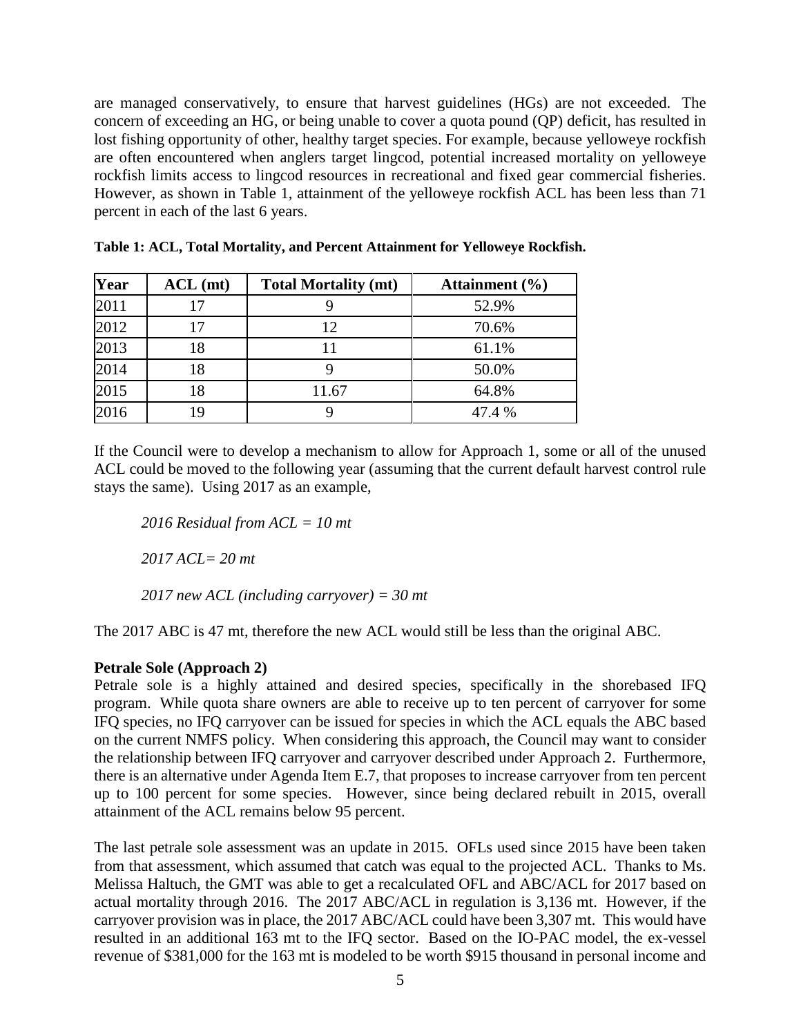are managed conservatively, to ensure that harvest guidelines (HGs) are not exceeded. The concern of exceeding an HG, or being unable to cover a quota pound (QP) deficit, has resulted in lost fishing opportunity of other, healthy target species. For example, because yelloweye rockfish are often encountered when anglers target lingcod, potential increased mortality on yelloweye rockfish limits access to lingcod resources in recreational and fixed gear commercial fisheries. However, as shown in Table 1, attainment of the yelloweye rockfish ACL has been less than 71 percent in each of the last 6 years.

**Table 1: ACL, Total Mortality, and Percent Attainment for Yelloweye Rockfish.**

| Year | ACL (mt) | Total Mortality (mt) | Attainment (%) |
|---|---|---|---|
| 2011 | 17 | 9 | 52.9% |
| 2012 | 17 | 12 | 70.6% |
| 2013 | 18 | 11 | 61.1% |
| 2014 | 18 | 9 | 50.0% |
| 2015 | 18 | 11.67 | 64.8% |
| 2016 | 19 | 9 | 47.4 % |

If the Council were to develop a mechanism to allow for Approach 1, some or all of the unused ACL could be moved to the following year (assuming that the current default harvest control rule stays the same). Using 2017 as an example,

*2016 Residual from ACL = 10 mt*

*2017 ACL= 20 mt*

*2017 new ACL (including carryover) = 30 mt*

The 2017 ABC is 47 mt, therefore the new ACL would still be less than the original ABC.

**Petrale Sole (Approach 2)**

Petrale sole is a highly attained and desired species, specifically in the shorebased IFQ program. While quota share owners are able to receive up to ten percent of carryover for some IFQ species, no IFQ carryover can be issued for species in which the ACL equals the ABC based on the current NMFS policy. When considering this approach, the Council may want to consider the relationship between IFQ carryover and carryover described under Approach 2. Furthermore, there is an alternative under Agenda Item E.7, that proposes to increase carryover from ten percent up to 100 percent for some species. However, since being declared rebuilt in 2015, overall attainment of the ACL remains below 95 percent.

The last petrale sole assessment was an update in 2015. OFLs used since 2015 have been taken from that assessment, which assumed that catch was equal to the projected ACL. Thanks to Ms. Melissa Haltuch, the GMT was able to get a recalculated OFL and ABC/ACL for 2017 based on actual mortality through 2016. The 2017 ABC/ACL in regulation is 3,136 mt. However, if the carryover provision was in place, the 2017 ABC/ACL could have been 3,307 mt. This would have resulted in an additional 163 mt to the IFQ sector. Based on the IO-PAC model, the ex-vessel revenue of $381,000 for the 163 mt is modeled to be worth $915 thousand in personal income and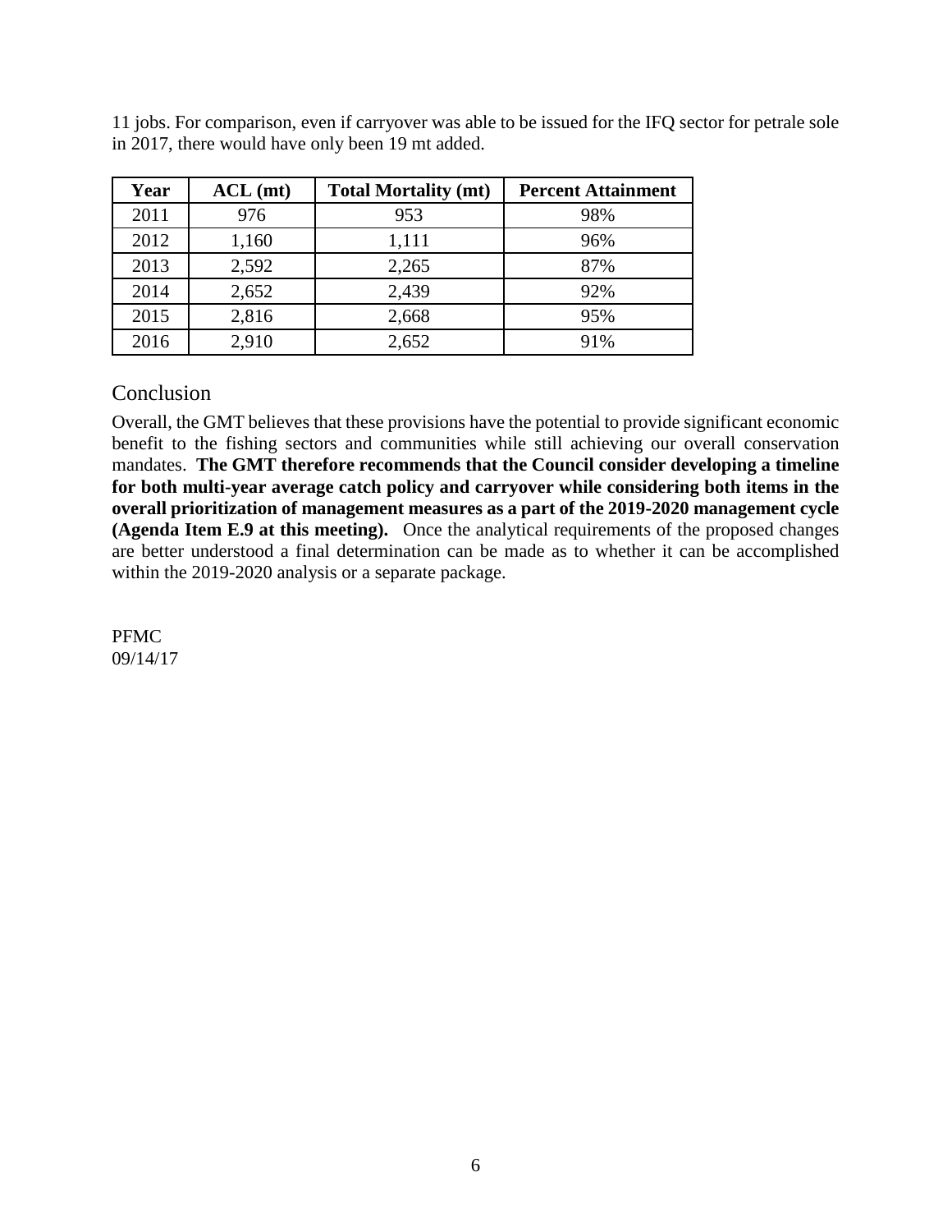11 jobs. For comparison, even if carryover was able to be issued for the IFQ sector for petrale sole in 2017, there would have only been 19 mt added.

| Year | ACL (mt) | Total Mortality (mt) | Percent Attainment |
|---|---|---|---|
| 2011 | 976 | 953 | 98% |
| 2012 | 1,160 | 1,111 | 96% |
| 2013 | 2,592 | 2,265 | 87% |
| 2014 | 2,652 | 2,439 | 92% |
| 2015 | 2,816 | 2,668 | 95% |
| 2016 | 2,910 | 2,652 | 91% |

## Conclusion

Overall, the GMT believes that these provisions have the potential to provide significant economic benefit to the fishing sectors and communities while still achieving our overall conservation mandates. **The GMT therefore recommends that the Council consider developing a timeline for both multi-year average catch policy and carryover while considering both items in the overall prioritization of management measures as a part of the 2019-2020 management cycle (Agenda Item E.9 at this meeting).** Once the analytical requirements of the proposed changes are better understood a final determination can be made as to whether it can be accomplished within the 2019-2020 analysis or a separate package.

PFMC
09/14/17